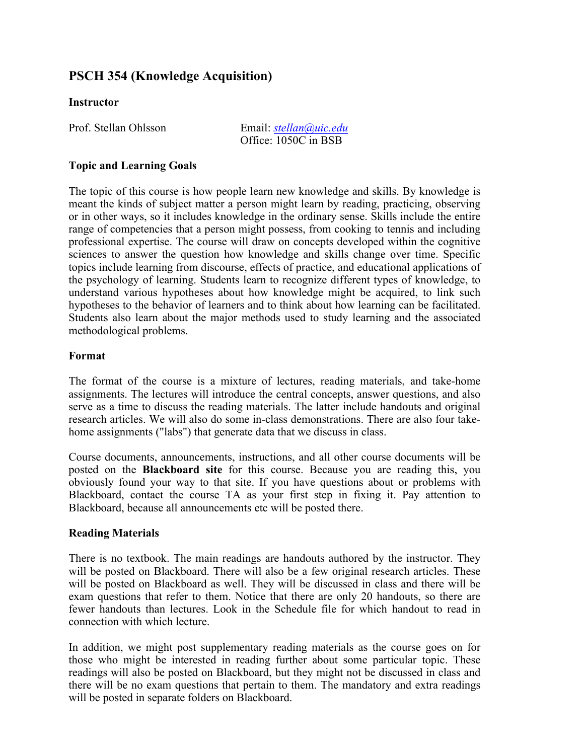# PSCH 354 (Knowledge Acquisition)

## Instructor

Prof. Stellan Ohlsson

Email: *stellan@uic.edu*
Office: 1050C in BSB

## Topic and Learning Goals

The topic of this course is how people learn new knowledge and skills. By knowledge is meant the kinds of subject matter a person might learn by reading, practicing, observing or in other ways, so it includes knowledge in the ordinary sense. Skills include the entire range of competencies that a person might possess, from cooking to tennis and including professional expertise. The course will draw on concepts developed within the cognitive sciences to answer the question how knowledge and skills change over time. Specific topics include learning from discourse, effects of practice, and educational applications of the psychology of learning. Students learn to recognize different types of knowledge, to understand various hypotheses about how knowledge might be acquired, to link such hypotheses to the behavior of learners and to think about how learning can be facilitated. Students also learn about the major methods used to study learning and the associated methodological problems.

## Format

The format of the course is a mixture of lectures, reading materials, and take-home assignments. The lectures will introduce the central concepts, answer questions, and also serve as a time to discuss the reading materials. The latter include handouts and original research articles. We will also do some in-class demonstrations. There are also four take-home assignments ("labs") that generate data that we discuss in class.

Course documents, announcements, instructions, and all other course documents will be posted on the **Blackboard site** for this course. Because you are reading this, you obviously found your way to that site. If you have questions about or problems with Blackboard, contact the course TA as your first step in fixing it. Pay attention to Blackboard, because all announcements etc will be posted there.

## Reading Materials

There is no textbook. The main readings are handouts authored by the instructor. They will be posted on Blackboard. There will also be a few original research articles. These will be posted on Blackboard as well. They will be discussed in class and there will be exam questions that refer to them. Notice that there are only 20 handouts, so there are fewer handouts than lectures. Look in the Schedule file for which handout to read in connection with which lecture.

In addition, we might post supplementary reading materials as the course goes on for those who might be interested in reading further about some particular topic. These readings will also be posted on Blackboard, but they might not be discussed in class and there will be no exam questions that pertain to them. The mandatory and extra readings will be posted in separate folders on Blackboard.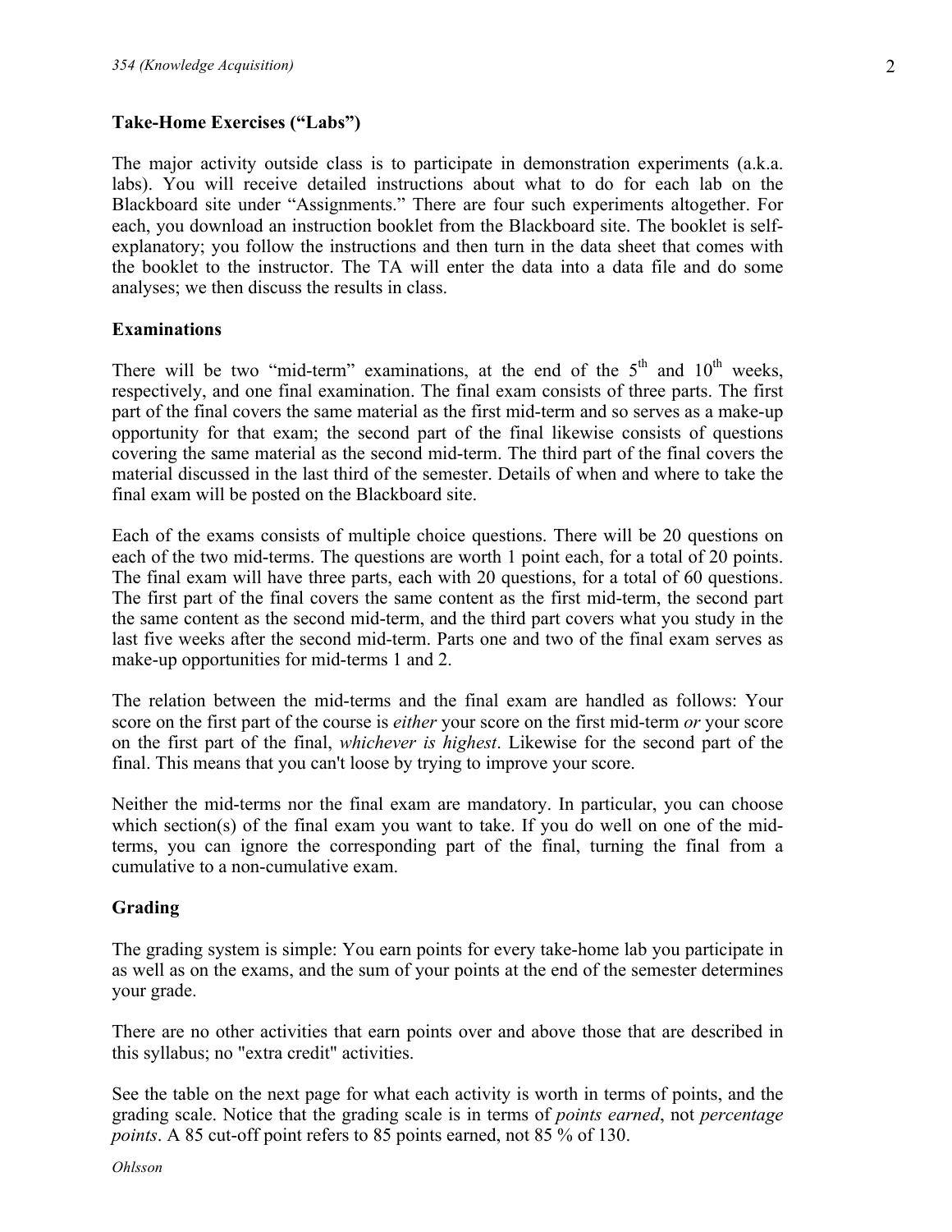### Take-Home Exercises ("Labs")

The major activity outside class is to participate in demonstration experiments (a.k.a. labs). You will receive detailed instructions about what to do for each lab on the Blackboard site under "Assignments." There are four such experiments altogether. For each, you download an instruction booklet from the Blackboard site. The booklet is self-explanatory; you follow the instructions and then turn in the data sheet that comes with the booklet to the instructor. The TA will enter the data into a data file and do some analyses; we then discuss the results in class.

### Examinations

There will be two "mid-term" examinations, at the end of the 5th and 10th weeks, respectively, and one final examination. The final exam consists of three parts. The first part of the final covers the same material as the first mid-term and so serves as a make-up opportunity for that exam; the second part of the final likewise consists of questions covering the same material as the second mid-term. The third part of the final covers the material discussed in the last third of the semester. Details of when and where to take the final exam will be posted on the Blackboard site.

Each of the exams consists of multiple choice questions. There will be 20 questions on each of the two mid-terms. The questions are worth 1 point each, for a total of 20 points. The final exam will have three parts, each with 20 questions, for a total of 60 questions. The first part of the final covers the same content as the first mid-term, the second part the same content as the second mid-term, and the third part covers what you study in the last five weeks after the second mid-term. Parts one and two of the final exam serves as make-up opportunities for mid-terms 1 and 2.

The relation between the mid-terms and the final exam are handled as follows: Your score on the first part of the course is *either* your score on the first mid-term *or* your score on the first part of the final, *whichever is highest*. Likewise for the second part of the final. This means that you can't loose by trying to improve your score.

Neither the mid-terms nor the final exam are mandatory. In particular, you can choose which section(s) of the final exam you want to take. If you do well on one of the mid-terms, you can ignore the corresponding part of the final, turning the final from a cumulative to a non-cumulative exam.

### Grading

The grading system is simple: You earn points for every take-home lab you participate in as well as on the exams, and the sum of your points at the end of the semester determines your grade.

There are no other activities that earn points over and above those that are described in this syllabus; no "extra credit" activities.

See the table on the next page for what each activity is worth in terms of points, and the grading scale. Notice that the grading scale is in terms of *points earned*, not *percentage points*. A 85 cut-off point refers to 85 points earned, not 85 % of 130.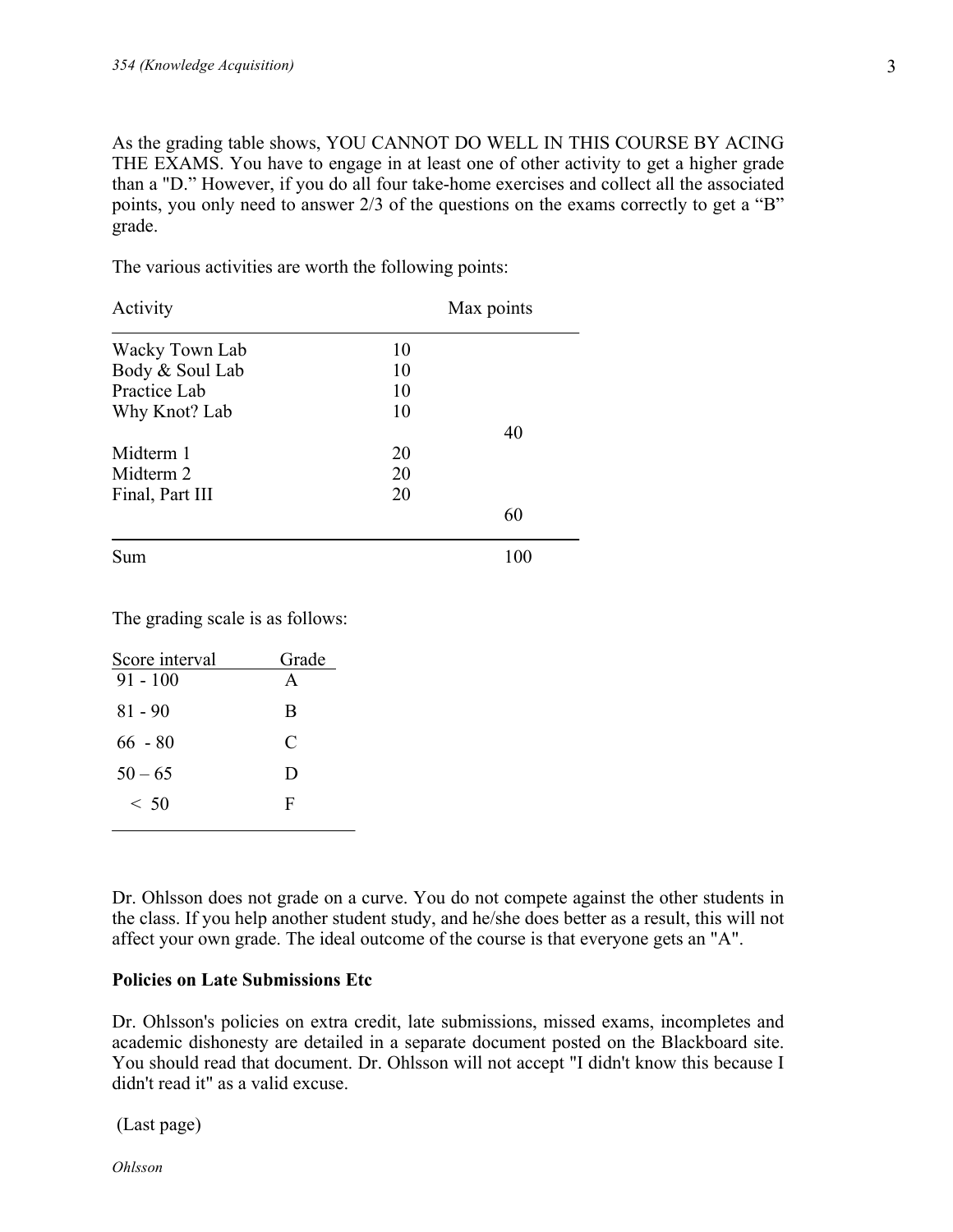As the grading table shows, YOU CANNOT DO WELL IN THIS COURSE BY ACING THE EXAMS. You have to engage in at least one of other activity to get a higher grade than a "D." However, if you do all four take-home exercises and collect all the associated points, you only need to answer 2/3 of the questions on the exams correctly to get a "B" grade.

The various activities are worth the following points:

| Activity | Max points | |
|---|---|---|
| Wacky Town Lab | 10 | |
| Body & Soul Lab | 10 | |
| Practice Lab | 10 | |
| Why Knot? Lab | 10 | |
| | | 40 |
| Midterm 1 | 20 | |
| Midterm 2 | 20 | |
| Final, Part III | 20 | |
| | | 60 |
| Sum | | 100 |

The grading scale is as follows:

| Score interval | Grade |
|---|---|
| 91 - 100 | A |
| 81 - 90 | B |
| 66 - 80 | C |
| 50 – 65 | D |
| < 50 | F |

Dr. Ohlsson does not grade on a curve. You do not compete against the other students in the class. If you help another student study, and he/she does better as a result, this will not affect your own grade. The ideal outcome of the course is that everyone gets an "A".

**Policies on Late Submissions Etc**

Dr. Ohlsson's policies on extra credit, late submissions, missed exams, incompletes and academic dishonesty are detailed in a separate document posted on the Blackboard site. You should read that document. Dr. Ohlsson will not accept "I didn't know this because I didn't read it" as a valid excuse.

(Last page)